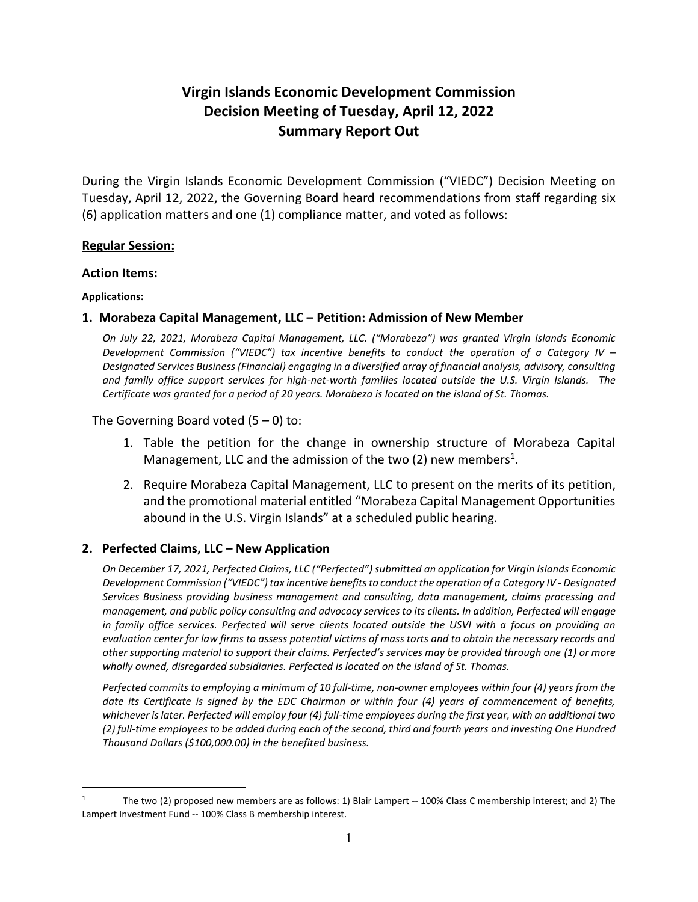# Virgin Islands Economic Development Commission
# Decision Meeting of Tuesday, April 12, 2022
# Summary Report Out

During the Virgin Islands Economic Development Commission ("VIEDC") Decision Meeting on Tuesday, April 12, 2022, the Governing Board heard recommendations from staff regarding six (6) application matters and one (1) compliance matter, and voted as follows:

## Regular Session:

### Action Items:

#### Applications:

### 1. Morabeza Capital Management, LLC – Petition: Admission of New Member

*On July 22, 2021, Morabeza Capital Management, LLC. ("Morabeza") was granted Virgin Islands Economic Development Commission ("VIEDC") tax incentive benefits to conduct the operation of a Category IV – Designated Services Business (Financial) engaging in a diversified array of financial analysis, advisory, consulting and family office support services for high-net-worth families located outside the U.S. Virgin Islands. The Certificate was granted for a period of 20 years. Morabeza is located on the island of St. Thomas.*

The Governing Board voted (5 – 0) to:

1. Table the petition for the change in ownership structure of Morabeza Capital Management, LLC and the admission of the two (2) new members[1].
2. Require Morabeza Capital Management, LLC to present on the merits of its petition, and the promotional material entitled "Morabeza Capital Management Opportunities abound in the U.S. Virgin Islands" at a scheduled public hearing.

### 2. Perfected Claims, LLC – New Application

*On December 17, 2021, Perfected Claims, LLC ("Perfected") submitted an application for Virgin Islands Economic Development Commission ("VIEDC") tax incentive benefits to conduct the operation of a Category IV - Designated Services Business providing business management and consulting, data management, claims processing and management, and public policy consulting and advocacy services to its clients. In addition, Perfected will engage in family office services. Perfected will serve clients located outside the USVI with a focus on providing an evaluation center for law firms to assess potential victims of mass torts and to obtain the necessary records and other supporting material to support their claims. Perfected's services may be provided through one (1) or more wholly owned, disregarded subsidiaries. Perfected is located on the island of St. Thomas.*

*Perfected commits to employing a minimum of 10 full-time, non-owner employees within four (4) years from the date its Certificate is signed by the EDC Chairman or within four (4) years of commencement of benefits, whichever is later. Perfected will employ four (4) full-time employees during the first year, with an additional two (2) full-time employees to be added during each of the second, third and fourth years and investing One Hundred Thousand Dollars ($100,000.00) in the benefited business.*

---

[1] The two (2) proposed new members are as follows: 1) Blair Lampert -- 100% Class C membership interest; and 2) The Lampert Investment Fund -- 100% Class B membership interest.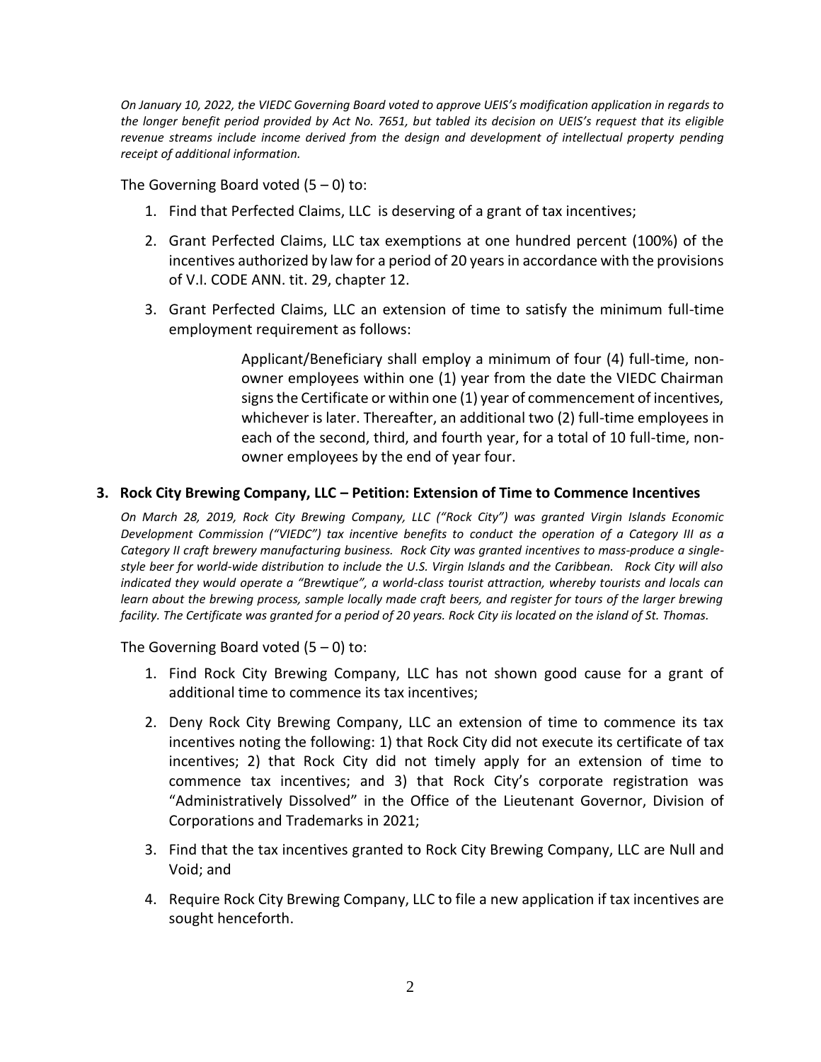*On January 10, 2022, the VIEDC Governing Board voted to approve UEIS's modification application in regards to the longer benefit period provided by Act No. 7651, but tabled its decision on UEIS's request that its eligible revenue streams include income derived from the design and development of intellectual property pending receipt of additional information.*

The Governing Board voted (5 – 0) to:

1. Find that Perfected Claims, LLC is deserving of a grant of tax incentives;
2. Grant Perfected Claims, LLC tax exemptions at one hundred percent (100%) of the incentives authorized by law for a period of 20 years in accordance with the provisions of V.I. CODE ANN. tit. 29, chapter 12.
3. Grant Perfected Claims, LLC an extension of time to satisfy the minimum full-time employment requirement as follows:

   > Applicant/Beneficiary shall employ a minimum of four (4) full-time, non-owner employees within one (1) year from the date the VIEDC Chairman signs the Certificate or within one (1) year of commencement of incentives, whichever is later. Thereafter, an additional two (2) full-time employees in each of the second, third, and fourth year, for a total of 10 full-time, non-owner employees by the end of year four.

### 3. Rock City Brewing Company, LLC – Petition: Extension of Time to Commence Incentives

*On March 28, 2019, Rock City Brewing Company, LLC ("Rock City") was granted Virgin Islands Economic Development Commission ("VIEDC") tax incentive benefits to conduct the operation of a Category III as a Category II craft brewery manufacturing business. Rock City was granted incentives to mass-produce a single-style beer for world-wide distribution to include the U.S. Virgin Islands and the Caribbean. Rock City will also indicated they would operate a "Brewtique", a world-class tourist attraction, whereby tourists and locals can learn about the brewing process, sample locally made craft beers, and register for tours of the larger brewing facility. The Certificate was granted for a period of 20 years. Rock City iis located on the island of St. Thomas.*

The Governing Board voted (5 – 0) to:

1. Find Rock City Brewing Company, LLC has not shown good cause for a grant of additional time to commence its tax incentives;
2. Deny Rock City Brewing Company, LLC an extension of time to commence its tax incentives noting the following: 1) that Rock City did not execute its certificate of tax incentives; 2) that Rock City did not timely apply for an extension of time to commence tax incentives; and 3) that Rock City's corporate registration was "Administratively Dissolved" in the Office of the Lieutenant Governor, Division of Corporations and Trademarks in 2021;
3. Find that the tax incentives granted to Rock City Brewing Company, LLC are Null and Void; and
4. Require Rock City Brewing Company, LLC to file a new application if tax incentives are sought henceforth.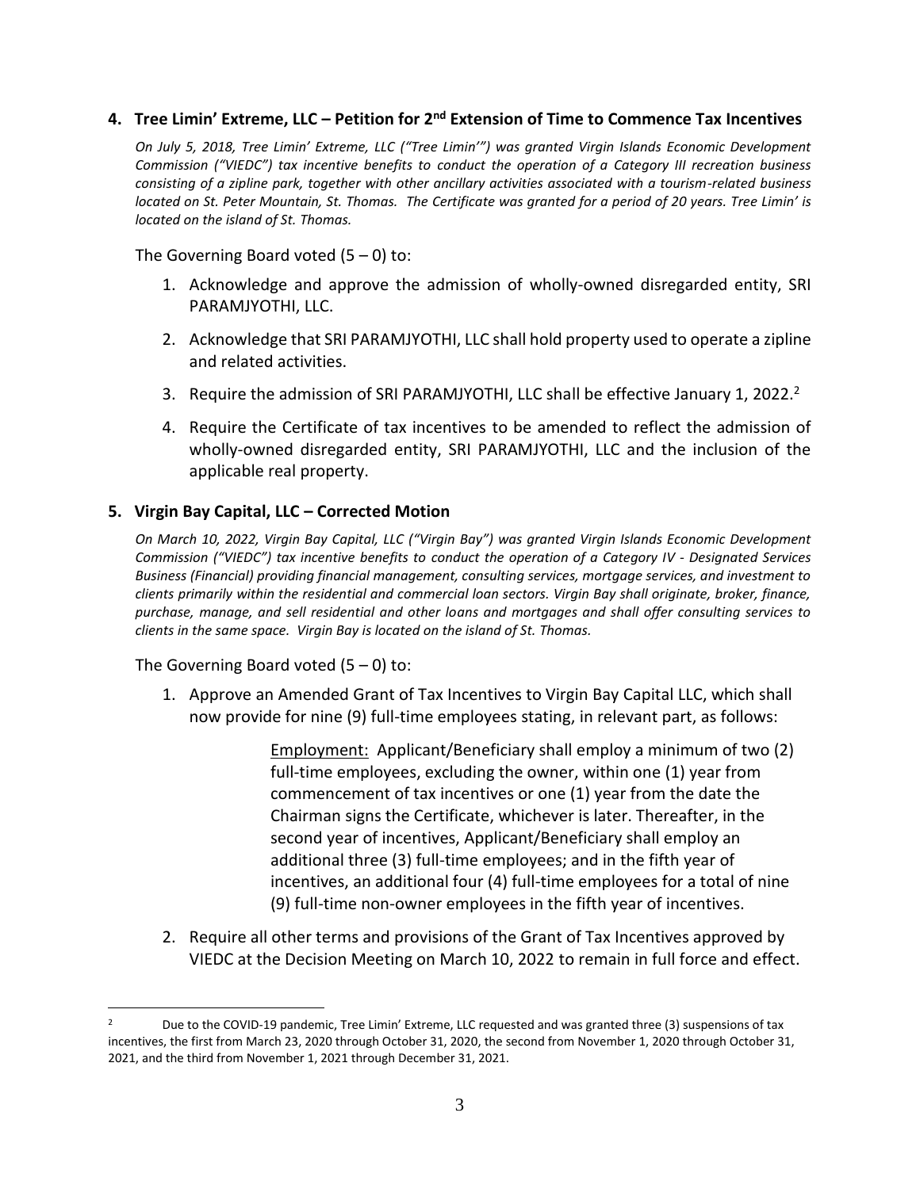### 4. Tree Limin' Extreme, LLC – Petition for 2nd Extension of Time to Commence Tax Incentives

*On July 5, 2018, Tree Limin' Extreme, LLC ("Tree Limin'") was granted Virgin Islands Economic Development Commission ("VIEDC") tax incentive benefits to conduct the operation of a Category III recreation business consisting of a zipline park, together with other ancillary activities associated with a tourism-related business located on St. Peter Mountain, St. Thomas. The Certificate was granted for a period of 20 years. Tree Limin' is located on the island of St. Thomas.*

The Governing Board voted (5 – 0) to:

1. Acknowledge and approve the admission of wholly-owned disregarded entity, SRI PARAMJYOTHI, LLC.
2. Acknowledge that SRI PARAMJYOTHI, LLC shall hold property used to operate a zipline and related activities.
3. Require the admission of SRI PARAMJYOTHI, LLC shall be effective January 1, 2022.[2]
4. Require the Certificate of tax incentives to be amended to reflect the admission of wholly-owned disregarded entity, SRI PARAMJYOTHI, LLC and the inclusion of the applicable real property.

### 5. Virgin Bay Capital, LLC – Corrected Motion

*On March 10, 2022, Virgin Bay Capital, LLC ("Virgin Bay") was granted Virgin Islands Economic Development Commission ("VIEDC") tax incentive benefits to conduct the operation of a Category IV - Designated Services Business (Financial) providing financial management, consulting services, mortgage services, and investment to clients primarily within the residential and commercial loan sectors. Virgin Bay shall originate, broker, finance, purchase, manage, and sell residential and other loans and mortgages and shall offer consulting services to clients in the same space. Virgin Bay is located on the island of St. Thomas.*

The Governing Board voted (5 – 0) to:

1. Approve an Amended Grant of Tax Incentives to Virgin Bay Capital LLC, which shall now provide for nine (9) full-time employees stating, in relevant part, as follows:

   > Employment: Applicant/Beneficiary shall employ a minimum of two (2) full-time employees, excluding the owner, within one (1) year from commencement of tax incentives or one (1) year from the date the Chairman signs the Certificate, whichever is later. Thereafter, in the second year of incentives, Applicant/Beneficiary shall employ an additional three (3) full-time employees; and in the fifth year of incentives, an additional four (4) full-time employees for a total of nine (9) full-time non-owner employees in the fifth year of incentives.

2. Require all other terms and provisions of the Grant of Tax Incentives approved by VIEDC at the Decision Meeting on March 10, 2022 to remain in full force and effect.

---

[2] Due to the COVID-19 pandemic, Tree Limin' Extreme, LLC requested and was granted three (3) suspensions of tax incentives, the first from March 23, 2020 through October 31, 2020, the second from November 1, 2020 through October 31, 2021, and the third from November 1, 2021 through December 31, 2021.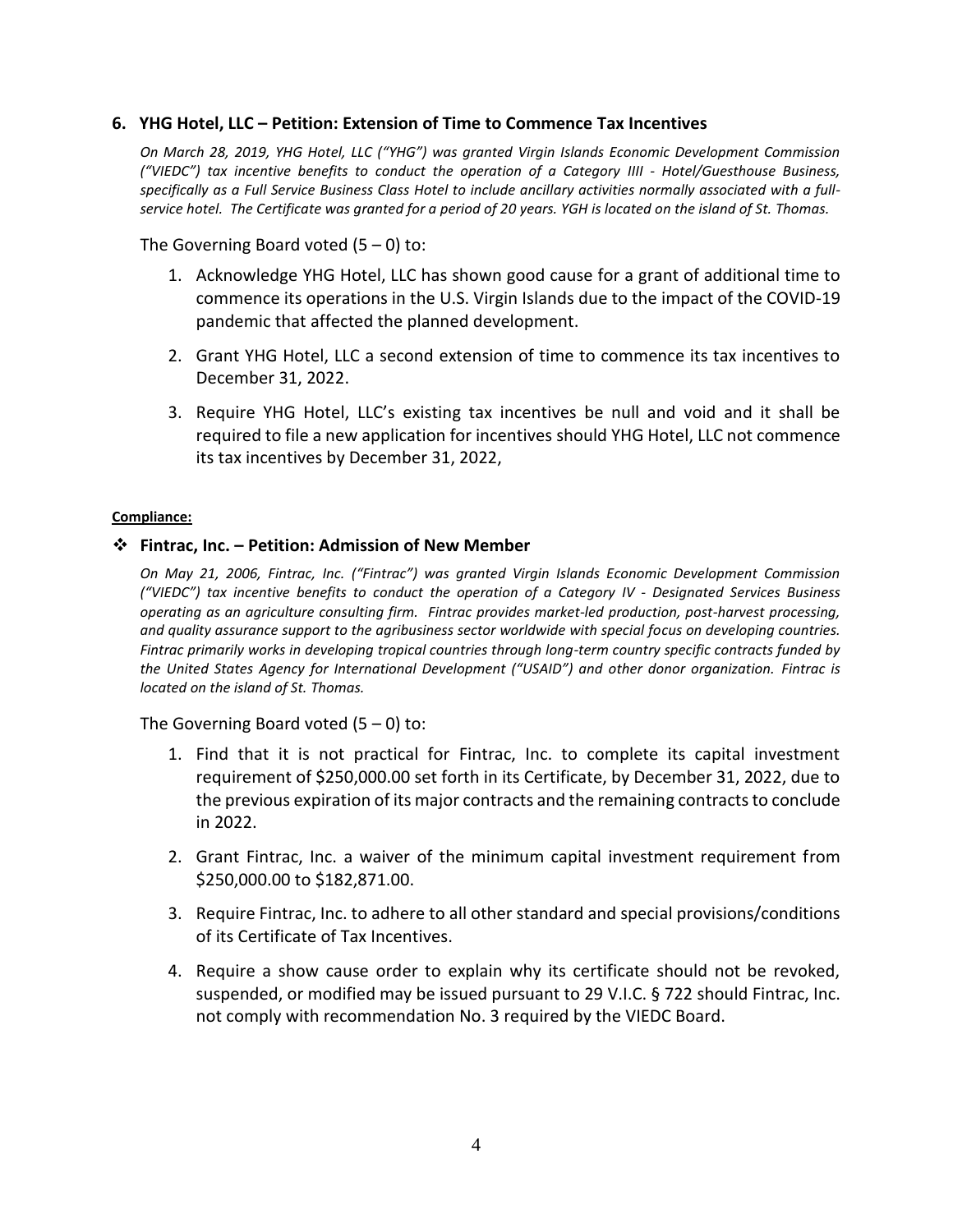### 6. YHG Hotel, LLC – Petition: Extension of Time to Commence Tax Incentives

*On March 28, 2019, YHG Hotel, LLC ("YHG") was granted Virgin Islands Economic Development Commission ("VIEDC") tax incentive benefits to conduct the operation of a Category IIII - Hotel/Guesthouse Business, specifically as a Full Service Business Class Hotel to include ancillary activities normally associated with a full-service hotel. The Certificate was granted for a period of 20 years. YGH is located on the island of St. Thomas.*

The Governing Board voted (5 – 0) to:

1. Acknowledge YHG Hotel, LLC has shown good cause for a grant of additional time to commence its operations in the U.S. Virgin Islands due to the impact of the COVID-19 pandemic that affected the planned development.
2. Grant YHG Hotel, LLC a second extension of time to commence its tax incentives to December 31, 2022.
3. Require YHG Hotel, LLC's existing tax incentives be null and void and it shall be required to file a new application for incentives should YHG Hotel, LLC not commence its tax incentives by December 31, 2022,

**Compliance:**

#### ❖ Fintrac, Inc. – Petition: Admission of New Member

*On May 21, 2006, Fintrac, Inc. ("Fintrac") was granted Virgin Islands Economic Development Commission ("VIEDC") tax incentive benefits to conduct the operation of a Category IV - Designated Services Business operating as an agriculture consulting firm. Fintrac provides market-led production, post-harvest processing, and quality assurance support to the agribusiness sector worldwide with special focus on developing countries. Fintrac primarily works in developing tropical countries through long-term country specific contracts funded by the United States Agency for International Development ("USAID") and other donor organization. Fintrac is located on the island of St. Thomas.*

The Governing Board voted (5 – 0) to:

1. Find that it is not practical for Fintrac, Inc. to complete its capital investment requirement of $250,000.00 set forth in its Certificate, by December 31, 2022, due to the previous expiration of its major contracts and the remaining contracts to conclude in 2022.
2. Grant Fintrac, Inc. a waiver of the minimum capital investment requirement from $250,000.00 to $182,871.00.
3. Require Fintrac, Inc. to adhere to all other standard and special provisions/conditions of its Certificate of Tax Incentives.
4. Require a show cause order to explain why its certificate should not be revoked, suspended, or modified may be issued pursuant to 29 V.I.C. § 722 should Fintrac, Inc. not comply with recommendation No. 3 required by the VIEDC Board.